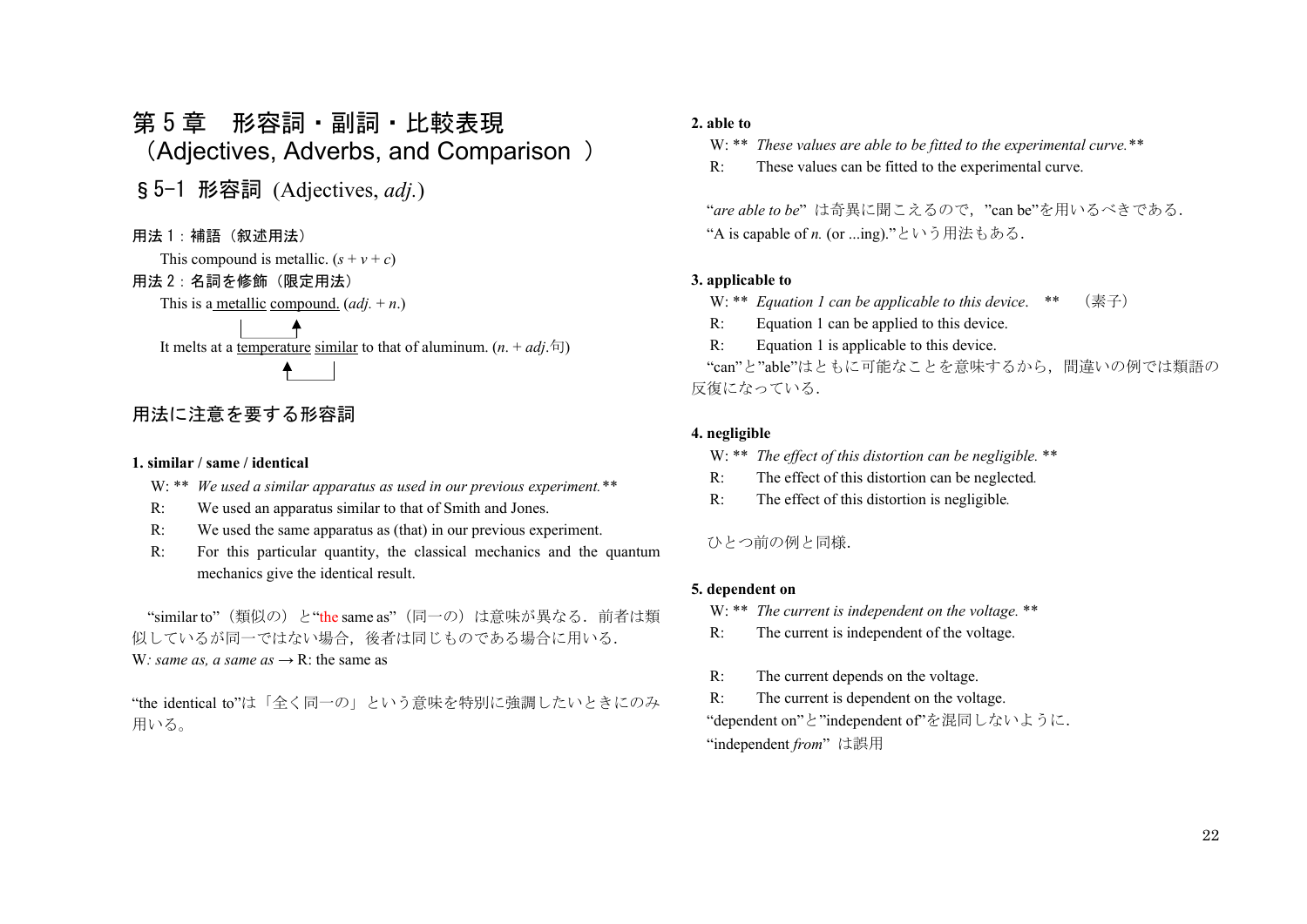# 第 5 章　形容詞・副詞・比較表現（Adjectives, Adverbs, and Comparison ）

## § 5-1 形容詞 (Adjectives, *adj.*)

**用法 1：補語（叙述用法）**

This compound is metallic. ($s + v + c$)

**用法 2：名詞を修飾（限定用法）**

This is a metallic compound. (*adj.* + *n*.)

It melts at a temperature similar to that of aluminum. (*n*. + *adj*.句)

### 用法に注意を要する形容詞

**1. similar / same / identical**

W: ** *We used a similar apparatus as used in our previous experiment.***

R: We used an apparatus similar to that of Smith and Jones.

R: We used the same apparatus as (that) in our previous experiment.

R: For this particular quantity, the classical mechanics and the quantum mechanics give the identical result.

“similar to”（類似の）と“the same as”（同一の）は意味が異なる．前者は類似しているが同一ではない場合，後者は同じものである場合に用いる．

W*: same as, a same as* → R: the same as

“the identical to”は「全く同一の」という意味を特別に強調したいときにのみ用いる。

**2. able to**

W: ** *These values are able to be fitted to the experimental curve.***

R: These values can be fitted to the experimental curve.

“*are able to be*” は奇異に聞こえるので，”can be”を用いるべきである．

“A is capable of *n.* (or ...ing).”という用法もある．

**3. applicable to**

W: ** *Equation 1 can be applicable to this device*. ** （素子）

R: Equation 1 can be applied to this device.

R: Equation 1 is applicable to this device.

“can”と”able”はともに可能なことを意味するから，間違いの例では類語の反復になっている．

**4. negligible**

W: ** *The effect of this distortion can be negligible.* **

R: The effect of this distortion can be neglected.

R: The effect of this distortion is negligible.

ひとつ前の例と同様．

**5. dependent on**

W: ** *The current is independent on the voltage.* **

R: The current is independent of the voltage.

R: The current depends on the voltage.

R: The current is dependent on the voltage.

“dependent on”と”independent of”を混同しないように．

“independent *from*” は誤用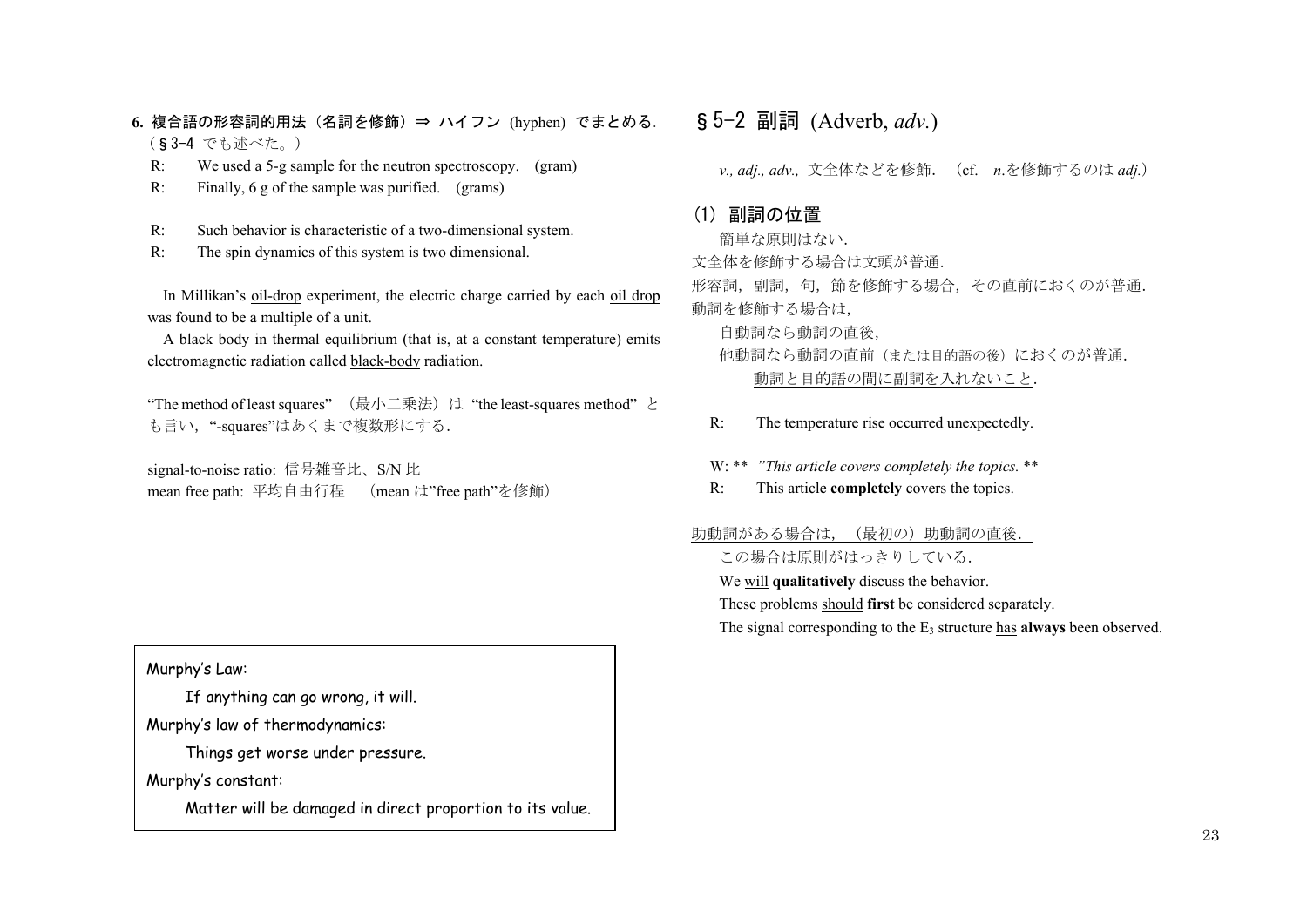**6. 複合語の形容詞的用法（名詞を修飾）⇒ ハイフン (hyphen) でまとめる.**
（§3-4 でも述べた。）

R: We used a 5-g sample for the neutron spectroscopy. (gram)

R: Finally, 6 g of the sample was purified. (grams)

R: Such behavior is characteristic of a two-dimensional system.

R: The spin dynamics of this system is two dimensional.

In Millikan's <u>oil-drop</u> experiment, the electric charge carried by each <u>oil drop</u> was found to be a multiple of a unit.

A <u>black body</u> in thermal equilibrium (that is, at a constant temperature) emits electromagnetic radiation called <u>black-body</u> radiation.

"The method of least squares" （最小二乗法）は "the least-squares method" とも言い，"-squares"はあくまで複数形にする.

signal-to-noise ratio: 信号雑音比、S/N 比

mean free path: 平均自由行程 （mean は"free path"を修飾）

> Murphy's Law:
>
> If anything can go wrong, it will.
>
> Murphy's law of thermodynamics:
>
> Things get worse under pressure.
>
> Murphy's constant:
>
> Matter will be damaged in direct proportion to its value.

## §5-2 副詞 (Adverb, *adv.*)

*v., adj., adv.,* 文全体などを修飾. （cf. *n*.を修飾するのは *adj.*）

### (1) 副詞の位置

簡単な原則はない.

文全体を修飾する場合は文頭が普通.

形容詞，副詞，句，節を修飾する場合，その直前におくのが普通.

動詞を修飾する場合は,

自動詞なら動詞の直後,

他動詞なら動詞の直前（または目的語の後）におくのが普通.

<u>動詞と目的語の間に副詞を入れないこと</u>.

R: The temperature rise occurred unexpectedly.

W: ** *"This article covers completely the topics.* **

R: This article **completely** covers the topics.

<u>助動詞がある場合は，（最初の）助動詞の直後.</u>

この場合は原則がはっきりしている.

We <u>will</u> **qualitatively** discuss the behavior.

These problems <u>should</u> **first** be considered separately.

The signal corresponding to the $E_3$ structure <u>has</u> **always** been observed.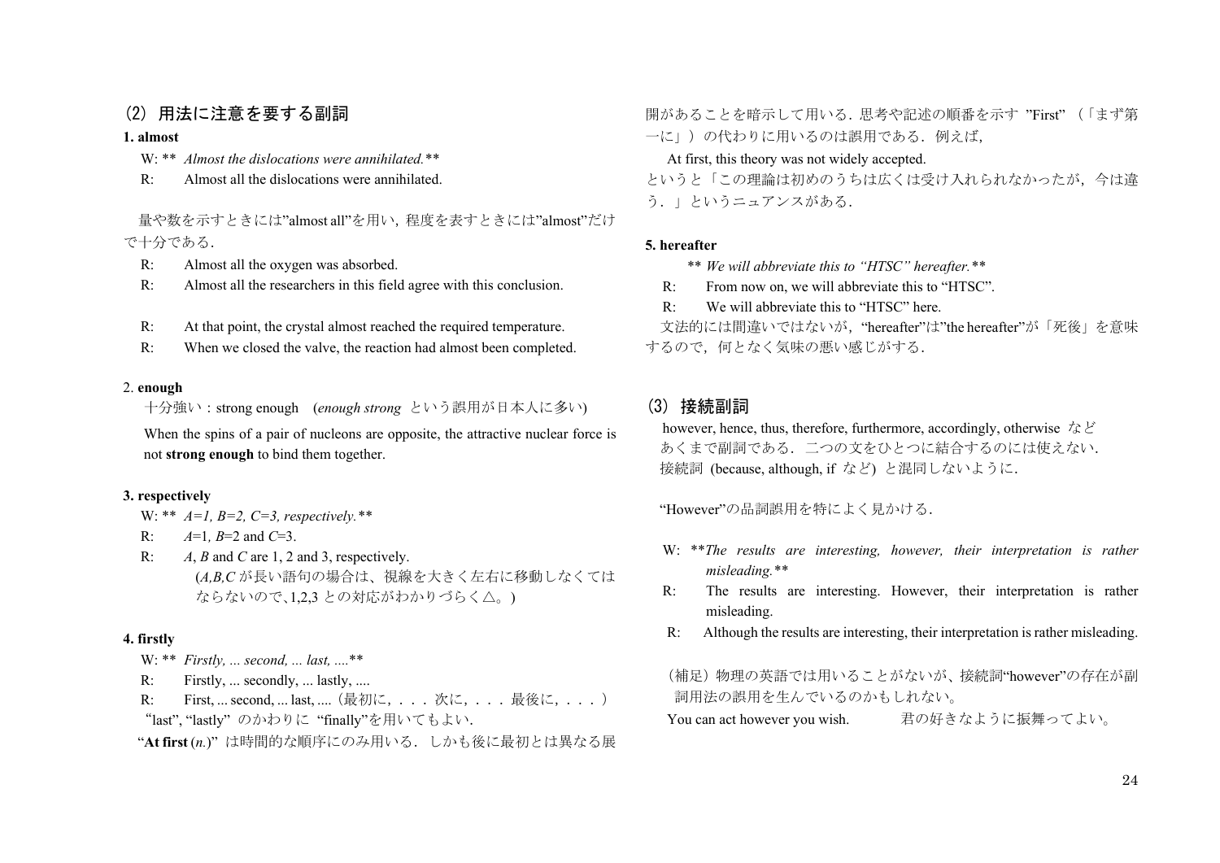## (2) 用法に注意を要する副詞

**1. almost**

W: ** *Almost the dislocations were annihilated.***

R: Almost all the dislocations were annihilated.

量や数を示すときには”almost all”を用い，程度を表すときには”almost”だけで十分である．

R: Almost all the oxygen was absorbed.

R: Almost all the researchers in this field agree with this conclusion.

R: At that point, the crystal almost reached the required temperature.

R: When we closed the valve, the reaction had almost been completed.

2. **enough**

十分強い：strong enough　(*enough strong* という誤用が日本人に多い)

When the spins of a pair of nucleons are opposite, the attractive nuclear force is not **strong enough** to bind them together.

**3. respectively**

W: ** *A=1, B=2, C=3, respectively.***

R: $A$=1, $B$=2 and $C$=3.

R: $A$, $B$ and $C$ are 1, 2 and 3, respectively.
(*A,B,C* が長い語句の場合は、視線を大きく左右に移動しなくてはならないので､1,2,3 との対応がわかりづらく△。)

**4. firstly**

W: ** *Firstly, ... second, ... last, ....***

R: Firstly, ... secondly, ... lastly, ....

R: First, ... second, ... last, ....（最初に，．．．次に，．．．最後に，．．．）

“last”, “lastly” のかわりに “finally”を用いてもよい．

“**At first** (*n.*)” は時間的な順序にのみ用いる．しかも後に最初とは異なる展開があることを暗示して用いる．思考や記述の順番を示す ”First” （「まず第一に」）の代わりに用いるのは誤用である．例えば，

At first, this theory was not widely accepted.

というと「この理論は初めのうちは広くは受け入れられなかったが，今は違う．」というニュアンスがある．

**5. hereafter**

** *We will abbreviate this to “HTSC” hereafter.***

R: From now on, we will abbreviate this to “HTSC”.

R: We will abbreviate this to “HTSC” here.

文法的には間違いではないが，“hereafter”は”the hereafter”が「死後」を意味するので，何となく気味の悪い感じがする．

## (3) 接続副詞

however, hence, thus, therefore, furthermore, accordingly, otherwise など
あくまで副詞である．二つの文をひとつに結合するのには使えない．
接続詞 (because, although, if など) と混同しないように．

“However”の品詞誤用を特によく見かける．

W: ***The results are interesting, however, their interpretation is rather misleading.***

R: The results are interesting. However, their interpretation is rather misleading.

R: Although the results are interesting, their interpretation is rather misleading.

（補足）物理の英語では用いることがないが、接続詞“however”の存在が副詞用法の誤用を生んでいるのかもしれない。

You can act however you wish.　　君の好きなように振舞ってよい。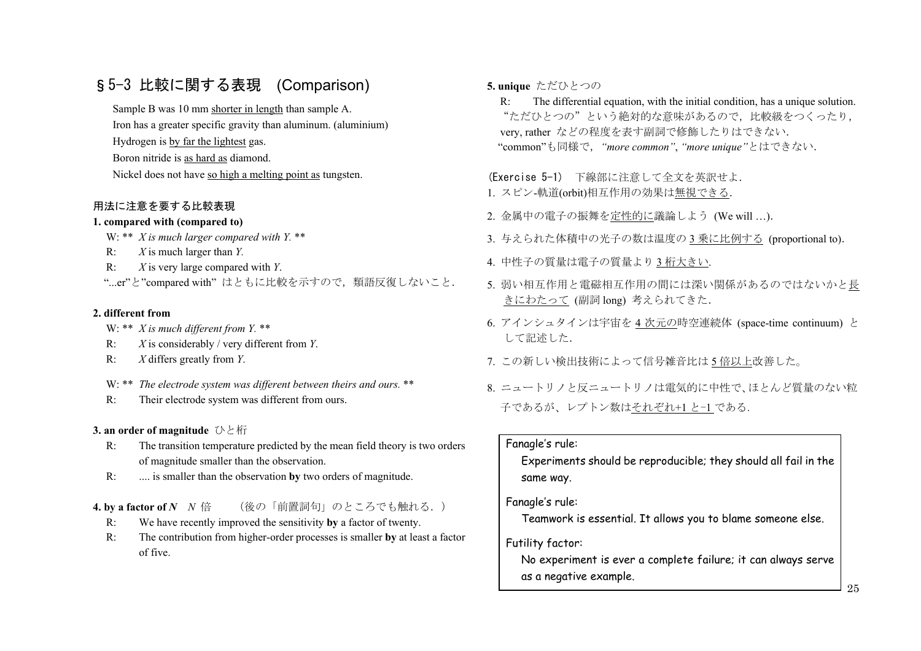## §5-3 比較に関する表現　(Comparison)

Sample B was 10 mm <u>shorter in length</u> than sample A.
Iron has a greater specific gravity than aluminum. (aluminium)
Hydrogen is <u>by far the lightest</u> gas.
Boron nitride is <u>as hard as</u> diamond.
Nickel does not have <u>so high a melting point as</u> tungsten.

### 用法に注意を要する比較表現

**1. compared with (compared to)**

W: ** *X is much larger compared with Y.* **
R: *X* is much larger than *Y*.
R: *X* is very large compared with *Y*.
"...er"と"compared with" はともに比較を示すので，類語反復しないこと．

**2. different from**

W: ** *X is much different from Y.* **
R: *X* is considerably / very different from *Y*.
R: *X* differs greatly from *Y*.

W: ** *The electrode system was different between theirs and ours.* **
R: Their electrode system was different from ours.

**3. an order of magnitude** ひと桁

R: The transition temperature predicted by the mean field theory is two orders of magnitude smaller than the observation.
R: .... is smaller than the observation **by** two orders of magnitude.

**4. by a factor of *N*** *N* 倍　（後の「前置詞句」のところでも触れる．）

R: We have recently improved the sensitivity **by** a factor of twenty.
R: The contribution from higher-order processes is smaller **by** at least a factor of five.

**5. unique** ただひとつの

R: The differential equation, with the initial condition, has a unique solution.
"ただひとつの"という絶対的な意味があるので，比較級をつくったり，very, rather などの程度を表す副詞で修飾したりはできない．
"common"も同様で，*"more common"*, *"more unique"*とはできない．

(Exercise 5-1)　下線部に注意して全文を英訳せよ．

1. スピン-軌道(orbit)相互作用の効果は<u>無視できる</u>．
2. 金属中の電子の振舞を<u>定性的に</u>議論しよう (We will …).
3. 与えられた体積中の光子の数は温度の <u>3 乗に比例する</u> (proportional to).
4. 中性子の質量は電子の質量より <u>3 桁大きい</u>.
5. 弱い相互作用と電磁相互作用の間には深い関係があるのではないかと<u>長きにわたって</u> (副詞 long) 考えられてきた．
6. アインシュタインは宇宙を <u>4 次元の</u>時空連続体 (space-time continuum) として記述した．
7. この新しい検出技術によって信号雑音比は <u>5 倍以上</u>改善した。
8. ニュートリノと反ニュートリノは電気的に中性で、ほとんど質量のない粒子であるが、レプトン数は<u>それぞれ+1 と-1</u> である．

> Fanagle's rule:
> Experiments should be reproducible; they should all fail in the same way.
>
> Fanagle's rule:
> Teamwork is essential. It allows you to blame someone else.
>
> Futility factor:
> No experiment is ever a complete failure; it can always serve as a negative example.